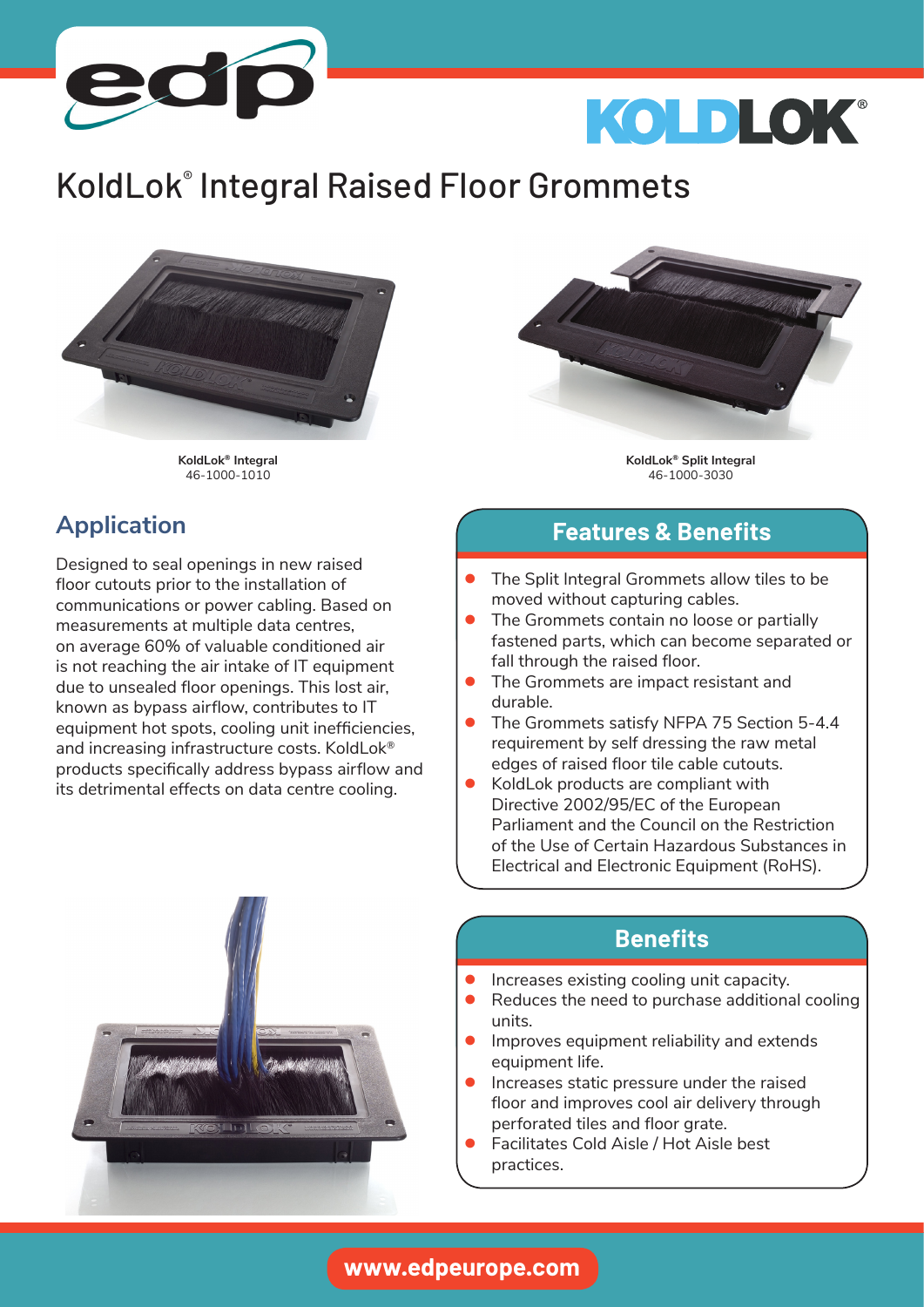# KoldLok® Integral Raised Floor Grommets

**KoldLok® Integral**
46-1000-1010

**KoldLok® Split Integral**
46-1000-3030

## Application

Designed to seal openings in new raised floor cutouts prior to the installation of communications or power cabling. Based on measurements at multiple data centres, on average 60% of valuable conditioned air is not reaching the air intake of IT equipment due to unsealed floor openings. This lost air, known as bypass airflow, contributes to IT equipment hot spots, cooling unit inefficiencies, and increasing infrastructure costs. KoldLok® products specifically address bypass airflow and its detrimental effects on data centre cooling.

## Features & Benefits

- The Split Integral Grommets allow tiles to be moved without capturing cables.
- The Grommets contain no loose or partially fastened parts, which can become separated or fall through the raised floor.
- The Grommets are impact resistant and durable.
- The Grommets satisfy NFPA 75 Section 5-4.4 requirement by self dressing the raw metal edges of raised floor tile cable cutouts.
- KoldLok products are compliant with Directive 2002/95/EC of the European Parliament and the Council on the Restriction of the Use of Certain Hazardous Substances in Electrical and Electronic Equipment (RoHS).

## Benefits

- Increases existing cooling unit capacity.
- Reduces the need to purchase additional cooling units.
- Improves equipment reliability and extends equipment life.
- Increases static pressure under the raised floor and improves cool air delivery through perforated tiles and floor grate.
- Facilitates Cold Aisle / Hot Aisle best practices.

www.edpeurope.com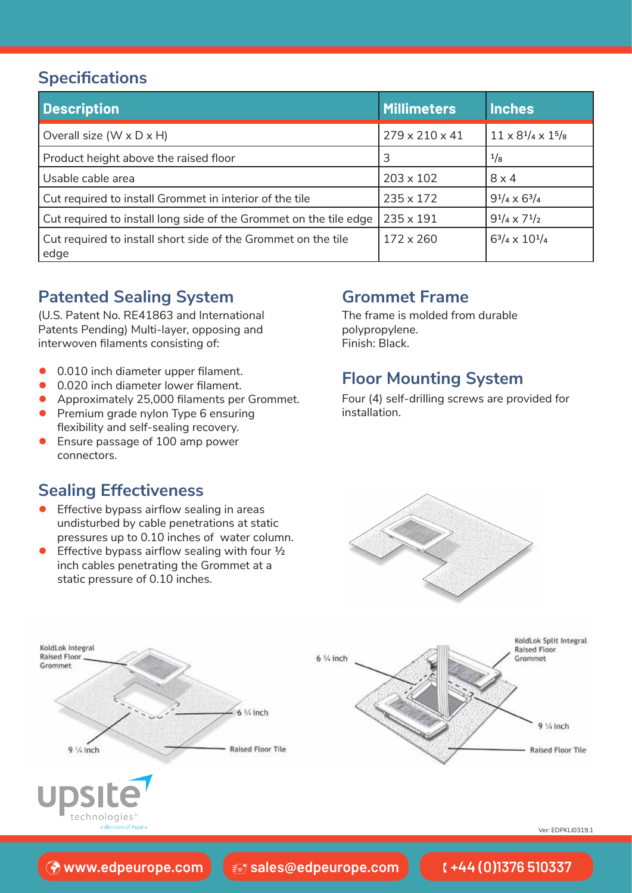## Specifications

| Description | Millimeters | Inches |
|---|---|---|
| Overall size (W x D x H) | 279 x 210 x 41 | 11 x 8¼ x 1⅝ |
| Product height above the raised floor | 3 | ⅛ |
| Usable cable area | 203 x 102 | 8 x 4 |
| Cut required to install Grommet in interior of the tile | 235 x 172 | 9¼ x 6¾ |
| Cut required to install long side of the Grommet on the tile edge | 235 x 191 | 9¼ x 7½ |
| Cut required to install short side of the Grommet on the tile edge | 172 x 260 | 6¾ x 10¼ |

## Patented Sealing System

(U.S. Patent No. RE41863 and International Patents Pending) Multi-layer, opposing and interwoven filaments consisting of:

- 0.010 inch diameter upper filament.
- 0.020 inch diameter lower filament.
- Approximately 25,000 filaments per Grommet.
- Premium grade nylon Type 6 ensuring flexibility and self-sealing recovery.
- Ensure passage of 100 amp power connectors.

## Sealing Effectiveness

- Effective bypass airflow sealing in areas undisturbed by cable penetrations at static pressures up to 0.10 inches of water column.
- Effective bypass airflow sealing with four ½ inch cables penetrating the Grommet at a static pressure of 0.10 inches.

## Grommet Frame

The frame is molded from durable polypropylene.
Finish: Black.

## Floor Mounting System

Four (4) self-drilling screws are provided for installation.

KoldLok Integral Raised Floor Grommet

6 ¾ inch

9 ¼ inch

Raised Floor Tile

KoldLok Split Integral Raised Floor Grommet

6 ¾ inch

9 ¼ inch

Raised Floor Tile

upsite technologies
a division of Aquila

Ver: EDPKLI0319.1

www.edpeurope.com sales@edpeurope.com +44 (0)1376 510337